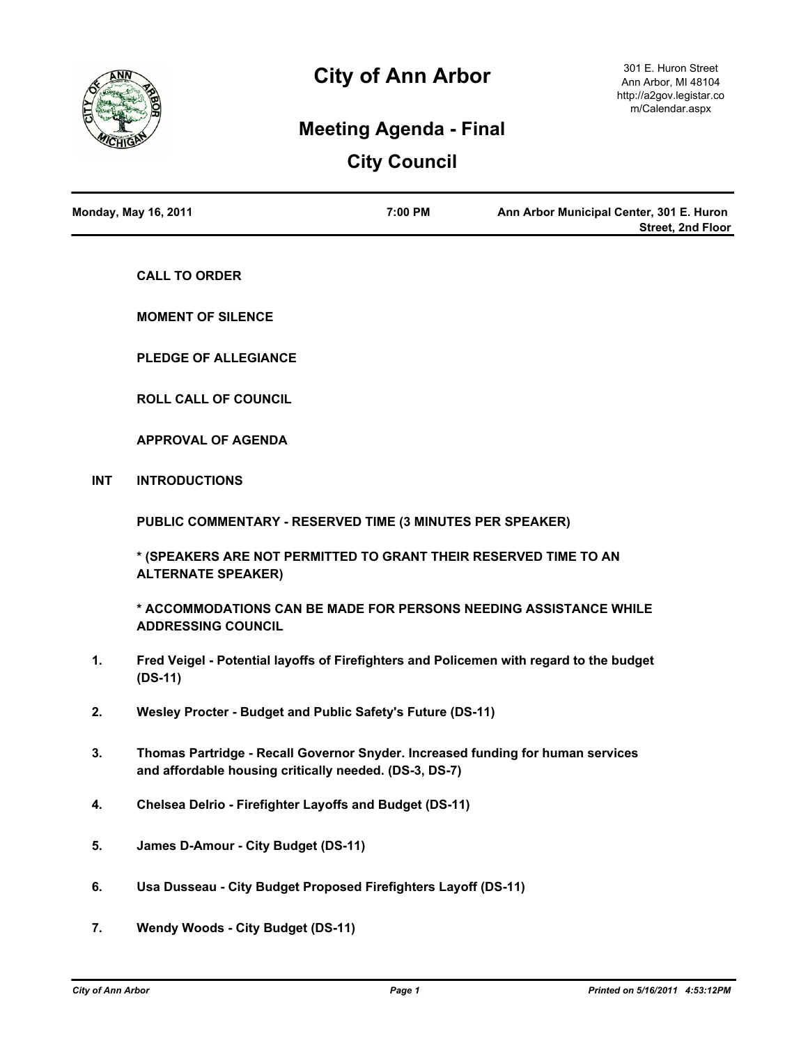# City of Ann Arbor

301 E. Huron Street
Ann Arbor, MI 48104
http://a2gov.legistar.com/Calendar.aspx

## Meeting Agenda - Final

## City Council

**Monday, May 16, 2011** | **7:00 PM** | **Ann Arbor Municipal Center, 301 E. Huron Street, 2nd Floor**

**CALL TO ORDER**

**MOMENT OF SILENCE**

**PLEDGE OF ALLEGIANCE**

**ROLL CALL OF COUNCIL**

**APPROVAL OF AGENDA**

**INT INTRODUCTIONS**

**PUBLIC COMMENTARY - RESERVED TIME (3 MINUTES PER SPEAKER)**

*** (SPEAKERS ARE NOT PERMITTED TO GRANT THEIR RESERVED TIME TO AN ALTERNATE SPEAKER)**

*** ACCOMMODATIONS CAN BE MADE FOR PERSONS NEEDING ASSISTANCE WHILE ADDRESSING COUNCIL**

1. **Fred Veigel - Potential layoffs of Firefighters and Policemen with regard to the budget (DS-11)**

2. **Wesley Procter - Budget and Public Safety's Future (DS-11)**

3. **Thomas Partridge - Recall Governor Snyder. Increased funding for human services and affordable housing critically needed. (DS-3, DS-7)**

4. **Chelsea Delrio - Firefighter Layoffs and Budget (DS-11)**

5. **James D-Amour - City Budget (DS-11)**

6. **Usa Dusseau - City Budget Proposed Firefighters Layoff (DS-11)**

7. **Wendy Woods - City Budget (DS-11)**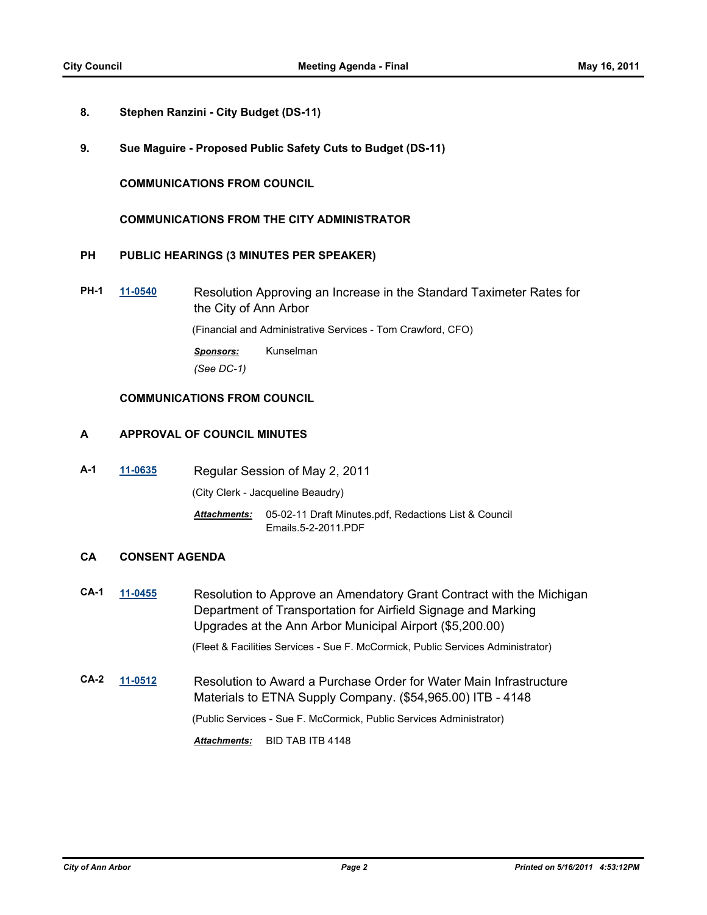**8.** **Stephen Ranzini - City Budget (DS-11)**

**9.** **Sue Maguire - Proposed Public Safety Cuts to Budget (DS-11)**

**COMMUNICATIONS FROM COUNCIL**

**COMMUNICATIONS FROM THE CITY ADMINISTRATOR**

## PH PUBLIC HEARINGS (3 MINUTES PER SPEAKER)

**PH-1** **11-0540** Resolution Approving an Increase in the Standard Taximeter Rates for the City of Ann Arbor

(Financial and Administrative Services - Tom Crawford, CFO)

***Sponsors:*** Kunselman

*(See DC-1)*

**COMMUNICATIONS FROM COUNCIL**

## A APPROVAL OF COUNCIL MINUTES

**A-1** **11-0635** Regular Session of May 2, 2011

(City Clerk - Jacqueline Beaudry)

***Attachments:*** 05-02-11 Draft Minutes.pdf, Redactions List & Council Emails.5-2-2011.PDF

## CA CONSENT AGENDA

**CA-1** **11-0455** Resolution to Approve an Amendatory Grant Contract with the Michigan Department of Transportation for Airfield Signage and Marking Upgrades at the Ann Arbor Municipal Airport ($5,200.00)

(Fleet & Facilities Services - Sue F. McCormick, Public Services Administrator)

**CA-2** **11-0512** Resolution to Award a Purchase Order for Water Main Infrastructure Materials to ETNA Supply Company. ($54,965.00) ITB - 4148

(Public Services - Sue F. McCormick, Public Services Administrator)

***Attachments:*** BID TAB ITB 4148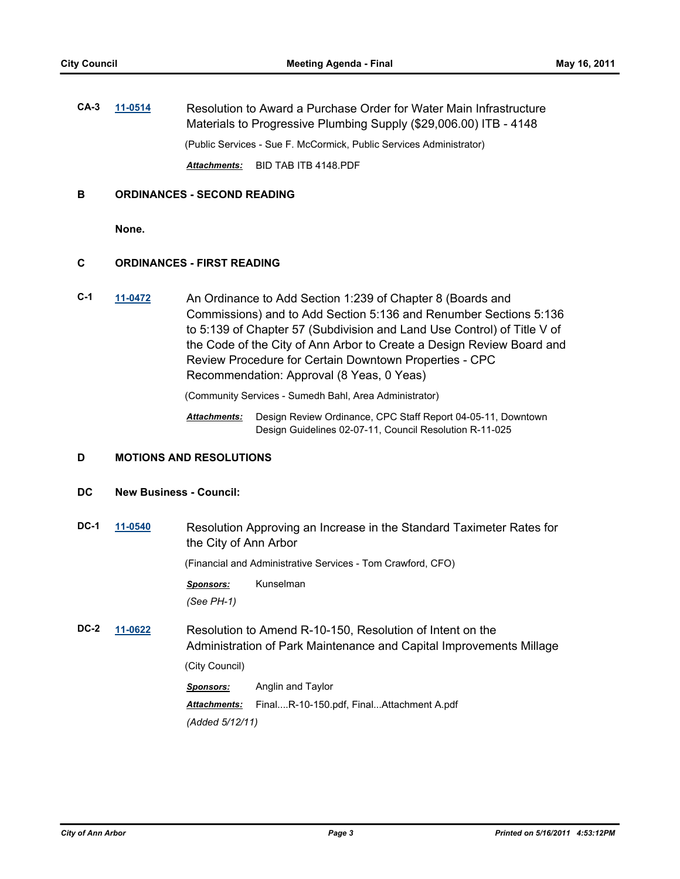**CA-3** **11-0514** Resolution to Award a Purchase Order for Water Main Infrastructure Materials to Progressive Plumbing Supply ($29,006.00) ITB - 4148

(Public Services - Sue F. McCormick, Public Services Administrator)

***Attachments:*** BID TAB ITB 4148.PDF

## B ORDINANCES - SECOND READING

**None.**

## C ORDINANCES - FIRST READING

**C-1** **11-0472** An Ordinance to Add Section 1:239 of Chapter 8 (Boards and Commissions) and to Add Section 5:136 and Renumber Sections 5:136 to 5:139 of Chapter 57 (Subdivision and Land Use Control) of Title V of the Code of the City of Ann Arbor to Create a Design Review Board and Review Procedure for Certain Downtown Properties - CPC Recommendation: Approval (8 Yeas, 0 Yeas)

(Community Services - Sumedh Bahl, Area Administrator)

***Attachments:*** Design Review Ordinance, CPC Staff Report 04-05-11, Downtown Design Guidelines 02-07-11, Council Resolution R-11-025

## D MOTIONS AND RESOLUTIONS

## DC New Business - Council:

**DC-1** **11-0540** Resolution Approving an Increase in the Standard Taximeter Rates for the City of Ann Arbor

(Financial and Administrative Services - Tom Crawford, CFO)

***Sponsors:*** Kunselman

*(See PH-1)*

**DC-2** **11-0622** Resolution to Amend R-10-150, Resolution of Intent on the Administration of Park Maintenance and Capital Improvements Millage

(City Council)

***Sponsors:*** Anglin and Taylor

***Attachments:*** Final....R-10-150.pdf, Final...Attachment A.pdf

*(Added 5/12/11)*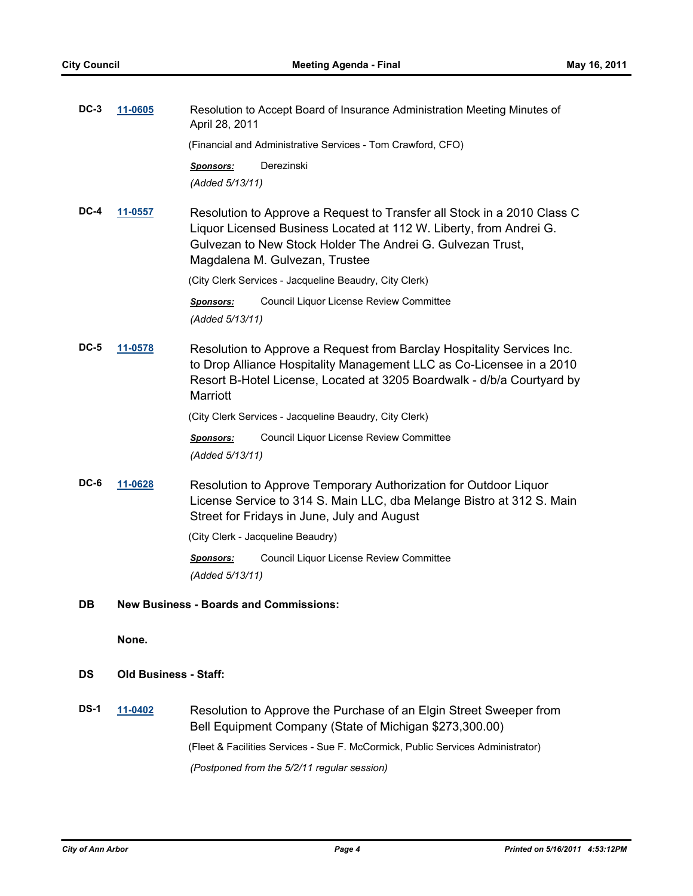**DC-3** **11-0605** Resolution to Accept Board of Insurance Administration Meeting Minutes of April 28, 2011

(Financial and Administrative Services - Tom Crawford, CFO)

***Sponsors:*** Derezinski

*(Added 5/13/11)*

**DC-4** **11-0557** Resolution to Approve a Request to Transfer all Stock in a 2010 Class C Liquor Licensed Business Located at 112 W. Liberty, from Andrei G. Gulvezan to New Stock Holder The Andrei G. Gulvezan Trust, Magdalena M. Gulvezan, Trustee

(City Clerk Services - Jacqueline Beaudry, City Clerk)

***Sponsors:*** Council Liquor License Review Committee

*(Added 5/13/11)*

**DC-5** **11-0578** Resolution to Approve a Request from Barclay Hospitality Services Inc. to Drop Alliance Hospitality Management LLC as Co-Licensee in a 2010 Resort B-Hotel License, Located at 3205 Boardwalk - d/b/a Courtyard by Marriott

(City Clerk Services - Jacqueline Beaudry, City Clerk)

***Sponsors:*** Council Liquor License Review Committee

*(Added 5/13/11)*

**DC-6** **11-0628** Resolution to Approve Temporary Authorization for Outdoor Liquor License Service to 314 S. Main LLC, dba Melange Bistro at 312 S. Main Street for Fridays in June, July and August

(City Clerk - Jacqueline Beaudry)

***Sponsors:*** Council Liquor License Review Committee

*(Added 5/13/11)*

## DB New Business - Boards and Commissions:

**None.**

## DS Old Business - Staff:

**DS-1** **11-0402** Resolution to Approve the Purchase of an Elgin Street Sweeper from Bell Equipment Company (State of Michigan $273,300.00)

(Fleet & Facilities Services - Sue F. McCormick, Public Services Administrator)

*(Postponed from the 5/2/11 regular session)*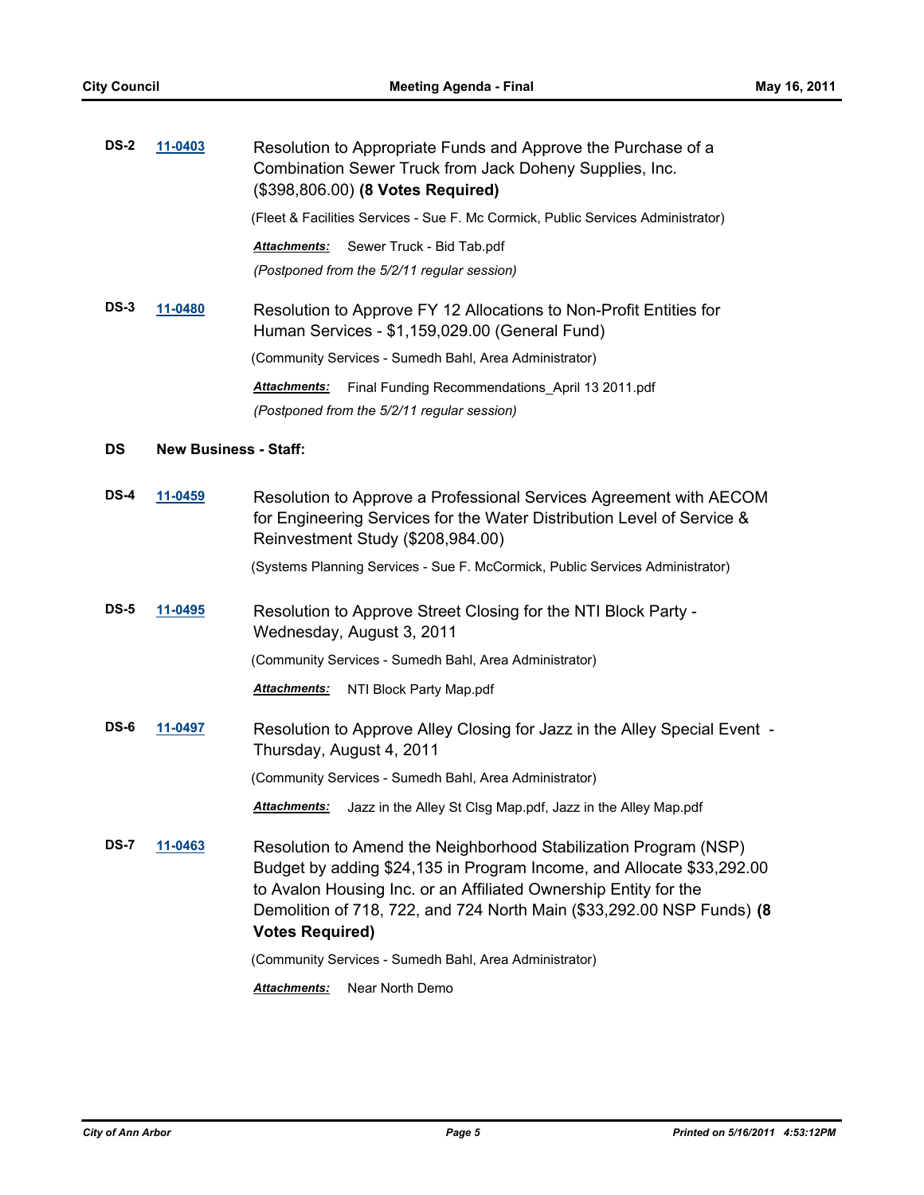**DS-2** **11-0403** Resolution to Appropriate Funds and Approve the Purchase of a Combination Sewer Truck from Jack Doheny Supplies, Inc. ($398,806.00) **(8 Votes Required)**

(Fleet & Facilities Services - Sue F. Mc Cormick, Public Services Administrator)

***Attachments:*** Sewer Truck - Bid Tab.pdf

*(Postponed from the 5/2/11 regular session)*

**DS-3** **11-0480** Resolution to Approve FY 12 Allocations to Non-Profit Entities for Human Services - $1,159,029.00 (General Fund)

(Community Services - Sumedh Bahl, Area Administrator)

***Attachments:*** Final Funding Recommendations_April 13 2011.pdf

*(Postponed from the 5/2/11 regular session)*

## DS New Business - Staff:

**DS-4** **11-0459** Resolution to Approve a Professional Services Agreement with AECOM for Engineering Services for the Water Distribution Level of Service & Reinvestment Study ($208,984.00)

(Systems Planning Services - Sue F. McCormick, Public Services Administrator)

**DS-5** **11-0495** Resolution to Approve Street Closing for the NTI Block Party - Wednesday, August 3, 2011

(Community Services - Sumedh Bahl, Area Administrator)

***Attachments:*** NTI Block Party Map.pdf

**DS-6** **11-0497** Resolution to Approve Alley Closing for Jazz in the Alley Special Event - Thursday, August 4, 2011

(Community Services - Sumedh Bahl, Area Administrator)

***Attachments:*** Jazz in the Alley St Clsg Map.pdf, Jazz in the Alley Map.pdf

**DS-7** **11-0463** Resolution to Amend the Neighborhood Stabilization Program (NSP) Budget by adding $24,135 in Program Income, and Allocate $33,292.00 to Avalon Housing Inc. or an Affiliated Ownership Entity for the Demolition of 718, 722, and 724 North Main ($33,292.00 NSP Funds) **(8 Votes Required)**

(Community Services - Sumedh Bahl, Area Administrator)

***Attachments:*** Near North Demo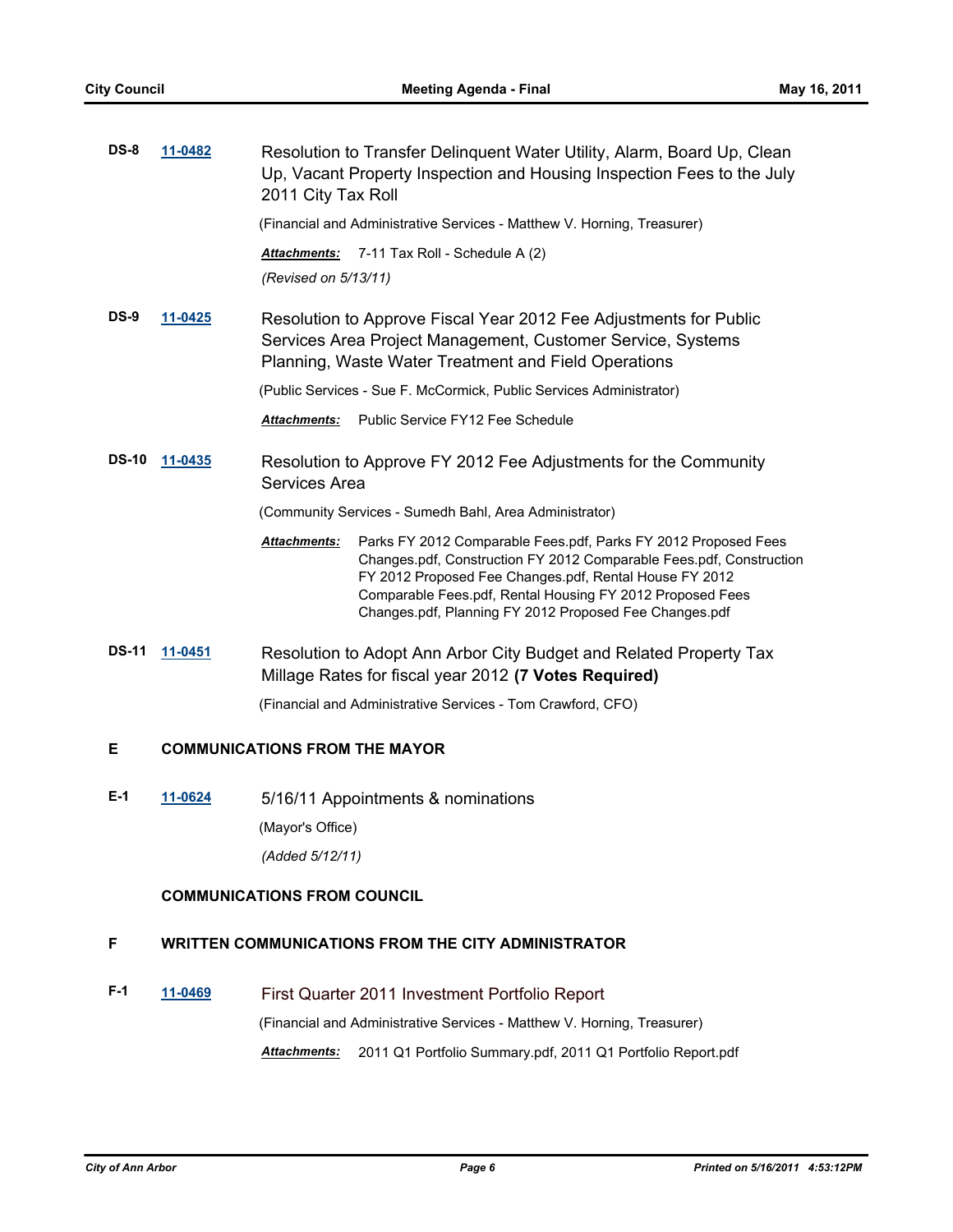**DS-8** **11-0482** Resolution to Transfer Delinquent Water Utility, Alarm, Board Up, Clean Up, Vacant Property Inspection and Housing Inspection Fees to the July 2011 City Tax Roll

(Financial and Administrative Services - Matthew V. Horning, Treasurer)

***Attachments:*** 7-11 Tax Roll - Schedule A (2)

*(Revised on 5/13/11)*

**DS-9** **11-0425** Resolution to Approve Fiscal Year 2012 Fee Adjustments for Public Services Area Project Management, Customer Service, Systems Planning, Waste Water Treatment and Field Operations

(Public Services - Sue F. McCormick, Public Services Administrator)

***Attachments:*** Public Service FY12 Fee Schedule

**DS-10** **11-0435** Resolution to Approve FY 2012 Fee Adjustments for the Community Services Area

(Community Services - Sumedh Bahl, Area Administrator)

***Attachments:*** Parks FY 2012 Comparable Fees.pdf, Parks FY 2012 Proposed Fees Changes.pdf, Construction FY 2012 Comparable Fees.pdf, Construction FY 2012 Proposed Fee Changes.pdf, Rental House FY 2012 Comparable Fees.pdf, Rental Housing FY 2012 Proposed Fees Changes.pdf, Planning FY 2012 Proposed Fee Changes.pdf

**DS-11** **11-0451** Resolution to Adopt Ann Arbor City Budget and Related Property Tax Millage Rates for fiscal year 2012 **(7 Votes Required)**

(Financial and Administrative Services - Tom Crawford, CFO)

## E COMMUNICATIONS FROM THE MAYOR

**E-1** **11-0624** 5/16/11 Appointments & nominations

(Mayor's Office)

*(Added 5/12/11)*

## COMMUNICATIONS FROM COUNCIL

## F WRITTEN COMMUNICATIONS FROM THE CITY ADMINISTRATOR

**F-1** **11-0469** First Quarter 2011 Investment Portfolio Report

(Financial and Administrative Services - Matthew V. Horning, Treasurer)

***Attachments:*** 2011 Q1 Portfolio Summary.pdf, 2011 Q1 Portfolio Report.pdf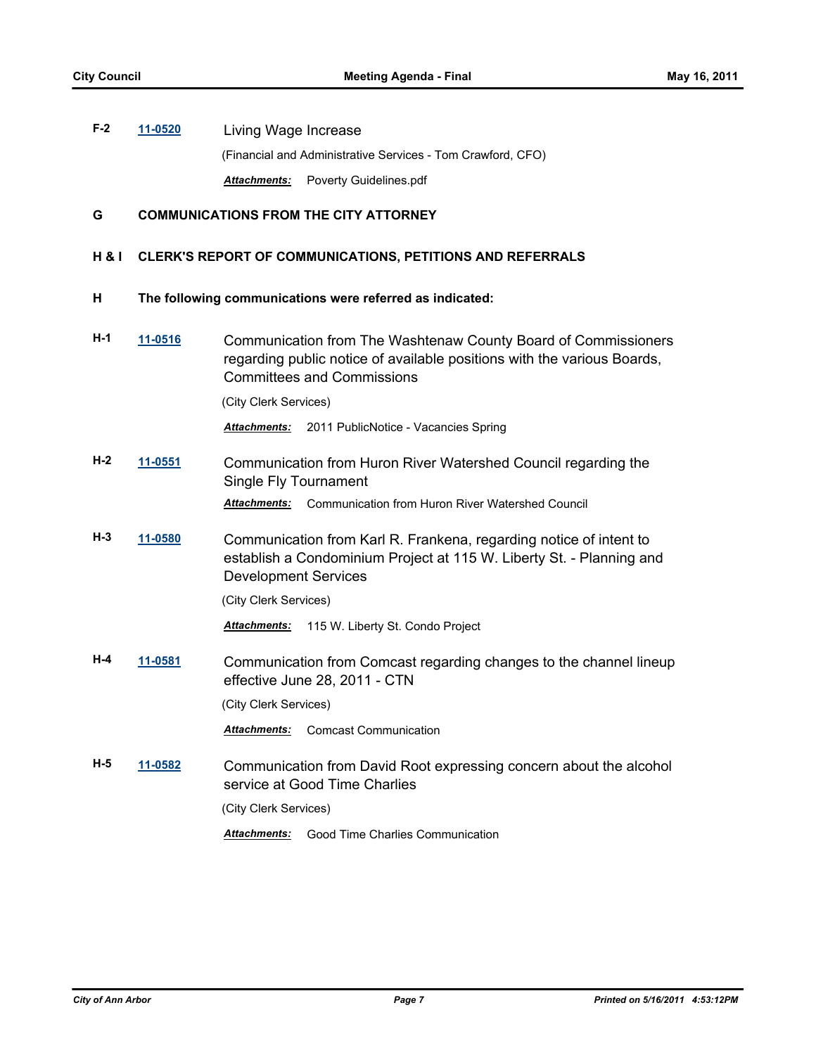**F-2** [11-0520] Living Wage Increase

(Financial and Administrative Services - Tom Crawford, CFO)

***Attachments:*** Poverty Guidelines.pdf

## G COMMUNICATIONS FROM THE CITY ATTORNEY

## H & I CLERK'S REPORT OF COMMUNICATIONS, PETITIONS AND REFERRALS

### H The following communications were referred as indicated:

**H-1** [11-0516] Communication from The Washtenaw County Board of Commissioners regarding public notice of available positions with the various Boards, Committees and Commissions

(City Clerk Services)

***Attachments:*** 2011 PublicNotice - Vacancies Spring

**H-2** [11-0551] Communication from Huron River Watershed Council regarding the Single Fly Tournament

***Attachments:*** Communication from Huron River Watershed Council

**H-3** [11-0580] Communication from Karl R. Frankena, regarding notice of intent to establish a Condominium Project at 115 W. Liberty St. - Planning and Development Services

(City Clerk Services)

***Attachments:*** 115 W. Liberty St. Condo Project

**H-4** [11-0581] Communication from Comcast regarding changes to the channel lineup effective June 28, 2011 - CTN

(City Clerk Services)

***Attachments:*** Comcast Communication

**H-5** [11-0582] Communication from David Root expressing concern about the alcohol service at Good Time Charlies

(City Clerk Services)

***Attachments:*** Good Time Charlies Communication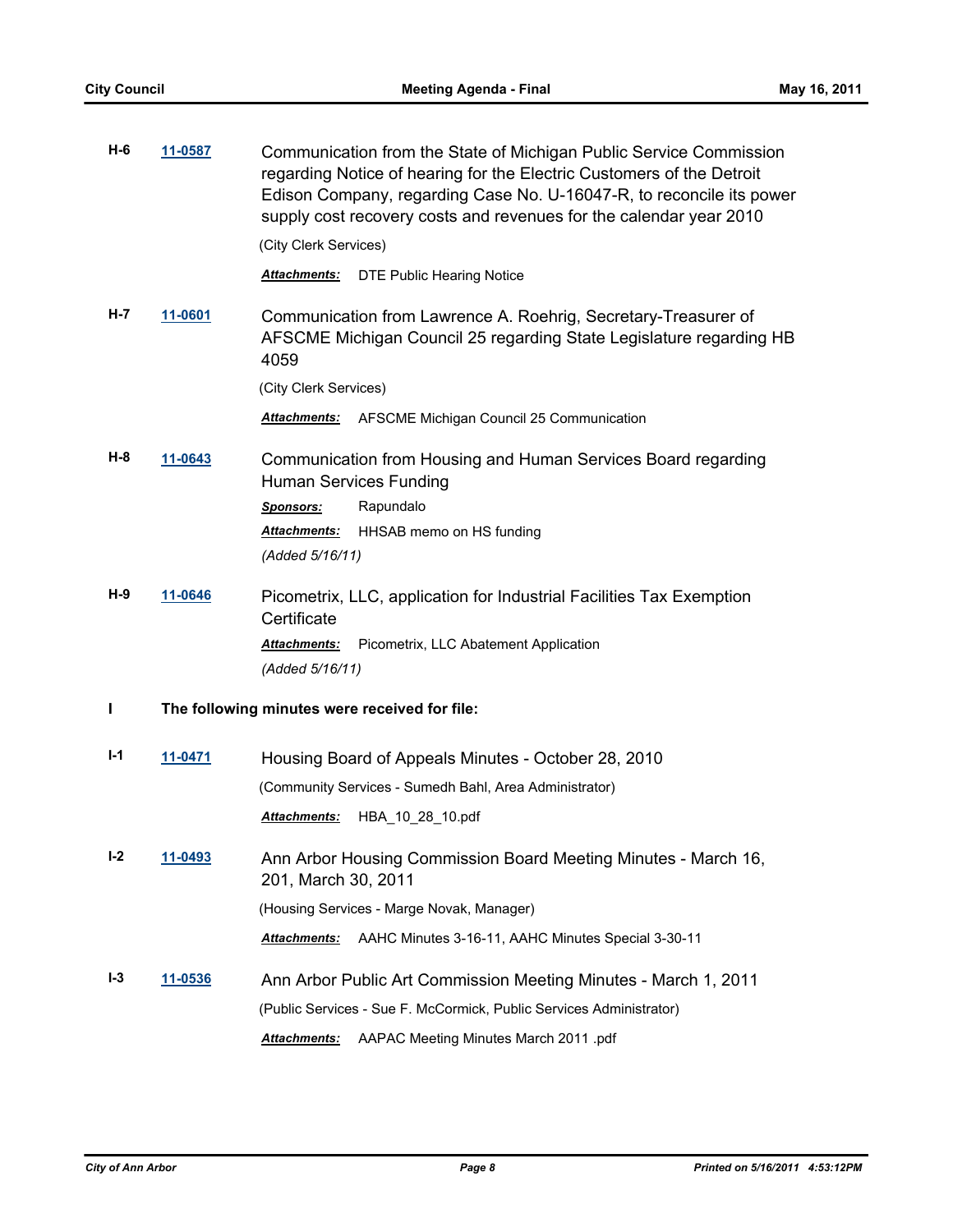**H-6** **11-0587** Communication from the State of Michigan Public Service Commission regarding Notice of hearing for the Electric Customers of the Detroit Edison Company, regarding Case No. U-16047-R, to reconcile its power supply cost recovery costs and revenues for the calendar year 2010

(City Clerk Services)

***Attachments:*** DTE Public Hearing Notice

**H-7** **11-0601** Communication from Lawrence A. Roehrig, Secretary-Treasurer of AFSCME Michigan Council 25 regarding State Legislature regarding HB 4059

(City Clerk Services)

***Attachments:*** AFSCME Michigan Council 25 Communication

**H-8** **11-0643** Communication from Housing and Human Services Board regarding Human Services Funding

***Sponsors:*** Rapundalo

***Attachments:*** HHSAB memo on HS funding

*(Added 5/16/11)*

**H-9** **11-0646** Picometrix, LLC, application for Industrial Facilities Tax Exemption Certificate

***Attachments:*** Picometrix, LLC Abatement Application

*(Added 5/16/11)*

## I The following minutes were received for file:

**I-1** **11-0471** Housing Board of Appeals Minutes - October 28, 2010

(Community Services - Sumedh Bahl, Area Administrator)

***Attachments:*** HBA_10_28_10.pdf

**I-2** **11-0493** Ann Arbor Housing Commission Board Meeting Minutes - March 16, 201, March 30, 2011

(Housing Services - Marge Novak, Manager)

***Attachments:*** AAHC Minutes 3-16-11, AAHC Minutes Special 3-30-11

**I-3** **11-0536** Ann Arbor Public Art Commission Meeting Minutes - March 1, 2011

(Public Services - Sue F. McCormick, Public Services Administrator)

***Attachments:*** AAPAC Meeting Minutes March 2011 .pdf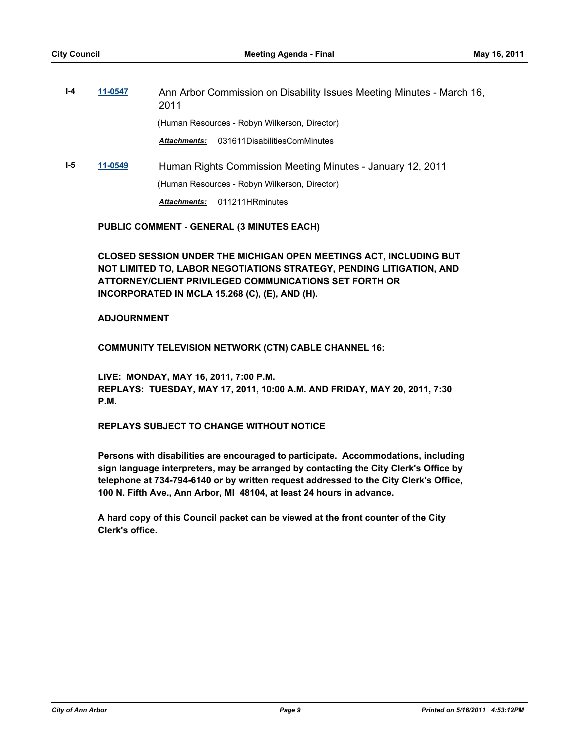**I-4** **11-0547** Ann Arbor Commission on Disability Issues Meeting Minutes - March 16, 2011

(Human Resources - Robyn Wilkerson, Director)

***Attachments:*** 031611DisabilitiesComMinutes

**I-5** **11-0549** Human Rights Commission Meeting Minutes - January 12, 2011

(Human Resources - Robyn Wilkerson, Director)

***Attachments:*** 011211HRminutes

**PUBLIC COMMENT - GENERAL (3 MINUTES EACH)**

**CLOSED SESSION UNDER THE MICHIGAN OPEN MEETINGS ACT, INCLUDING BUT NOT LIMITED TO, LABOR NEGOTIATIONS STRATEGY, PENDING LITIGATION, AND ATTORNEY/CLIENT PRIVILEGED COMMUNICATIONS SET FORTH OR INCORPORATED IN MCLA 15.268 (C), (E), AND (H).**

**ADJOURNMENT**

**COMMUNITY TELEVISION NETWORK (CTN) CABLE CHANNEL 16:**

**LIVE: MONDAY, MAY 16, 2011, 7:00 P.M.**
**REPLAYS: TUESDAY, MAY 17, 2011, 10:00 A.M. AND FRIDAY, MAY 20, 2011, 7:30 P.M.**

**REPLAYS SUBJECT TO CHANGE WITHOUT NOTICE**

**Persons with disabilities are encouraged to participate. Accommodations, including sign language interpreters, may be arranged by contacting the City Clerk's Office by telephone at 734-794-6140 or by written request addressed to the City Clerk's Office, 100 N. Fifth Ave., Ann Arbor, MI 48104, at least 24 hours in advance.**

**A hard copy of this Council packet can be viewed at the front counter of the City Clerk's office.**